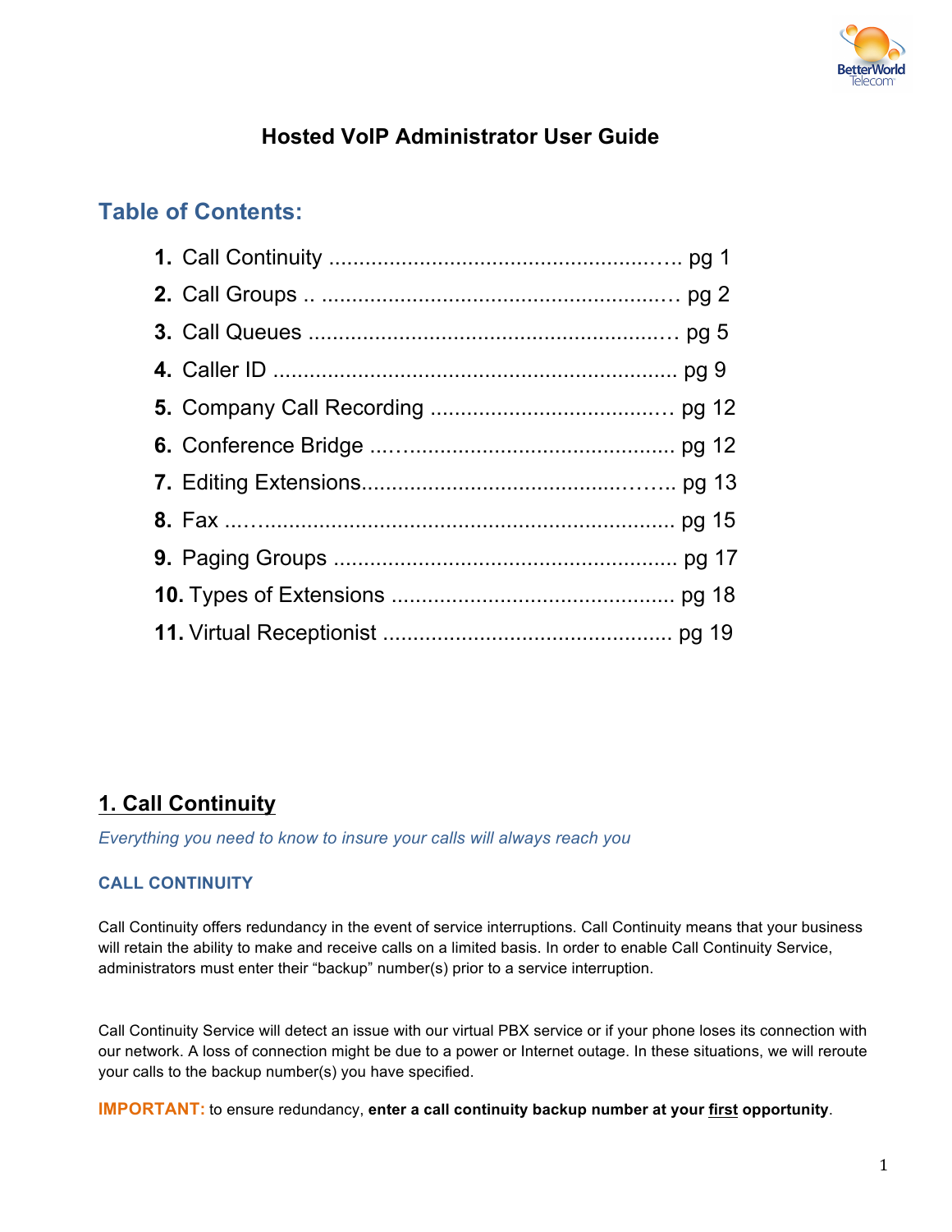# Hosted VoIP Administrator User Guide

## Table of Contents:

1. **Call Continuity** ........................................................ pg 1
2. **Call Groups** .. ......................................................... pg 2
3. **Call Queues** ............................................................ pg 5
4. **Caller ID** ................................................................. pg 9
5. **Company Call Recording** ...................................... pg 12
6. **Conference Bridge** ................................................. pg 12
7. **Editing Extensions** .................................................. pg 13
8. **Fax** ........................................................................... pg 15
9. **Paging Groups** ........................................................ pg 17
10. **Types of Extensions** .............................................. pg 18
11. **Virtual Receptionist** ............................................... pg 19

## 1. Call Continuity

*Everything you need to know to insure your calls will always reach you*

### CALL CONTINUITY

Call Continuity offers redundancy in the event of service interruptions. Call Continuity means that your business will retain the ability to make and receive calls on a limited basis. In order to enable Call Continuity Service, administrators must enter their "backup" number(s) prior to a service interruption.

Call Continuity Service will detect an issue with our virtual PBX service or if your phone loses its connection with our network. A loss of connection might be due to a power or Internet outage. In these situations, we will reroute your calls to the backup number(s) you have specified.

**IMPORTANT:** to ensure redundancy, **enter a call continuity backup number at your <u>first</u> opportunity**.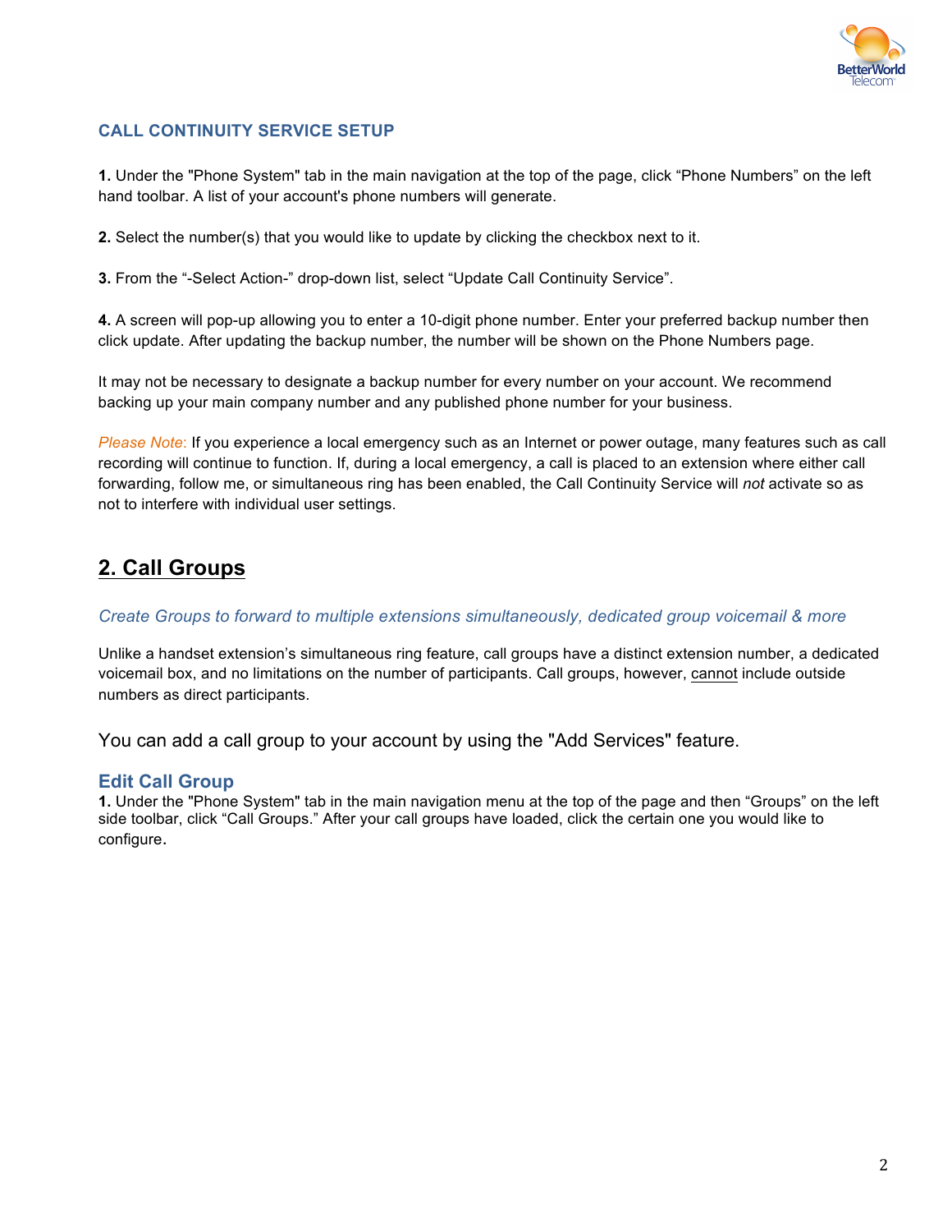### CALL CONTINUITY SERVICE SETUP

**1.** Under the "Phone System" tab in the main navigation at the top of the page, click “Phone Numbers” on the left hand toolbar. A list of your account's phone numbers will generate.

**2.** Select the number(s) that you would like to update by clicking the checkbox next to it.

**3.** From the “-Select Action-” drop-down list, select “Update Call Continuity Service”.

**4.** A screen will pop-up allowing you to enter a 10-digit phone number. Enter your preferred backup number then click update. After updating the backup number, the number will be shown on the Phone Numbers page.

It may not be necessary to designate a backup number for every number on your account. We recommend backing up your main company number and any published phone number for your business.

*Please Note*: If you experience a local emergency such as an Internet or power outage, many features such as call recording will continue to function. If, during a local emergency, a call is placed to an extension where either call forwarding, follow me, or simultaneous ring has been enabled, the Call Continuity Service will *not* activate so as not to interfere with individual user settings.

## 2. Call Groups

*Create Groups to forward to multiple extensions simultaneously, dedicated group voicemail & more*

Unlike a handset extension’s simultaneous ring feature, call groups have a distinct extension number, a dedicated voicemail box, and no limitations on the number of participants. Call groups, however, cannot include outside numbers as direct participants.

You can add a call group to your account by using the "Add Services" feature.

### Edit Call Group

**1.** Under the "Phone System" tab in the main navigation menu at the top of the page and then “Groups” on the left side toolbar, click “Call Groups.” After your call groups have loaded, click the certain one you would like to configure.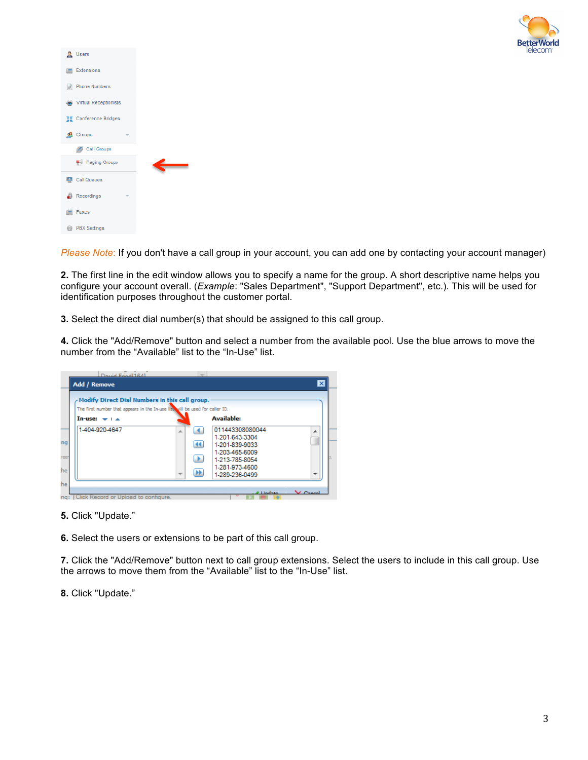*Please Note:* If you don't have a call group in your account, you can add one by contacting your account manager)

**2.** The first line in the edit window allows you to specify a name for the group. A short descriptive name helps you configure your account overall. (*Example*: "Sales Department", "Support Department", etc.). This will be used for identification purposes throughout the customer portal.

**3.** Select the direct dial number(s) that should be assigned to this call group.

**4.** Click the "Add/Remove" button and select a number from the available pool. Use the blue arrows to move the number from the "Available" list to the "In-Use" list.

**5.** Click "Update."

**6.** Select the users or extensions to be part of this call group.

**7.** Click the "Add/Remove" button next to call group extensions. Select the users to include in this call group. Use the arrows to move them from the "Available" list to the "In-Use" list.

**8.** Click "Update."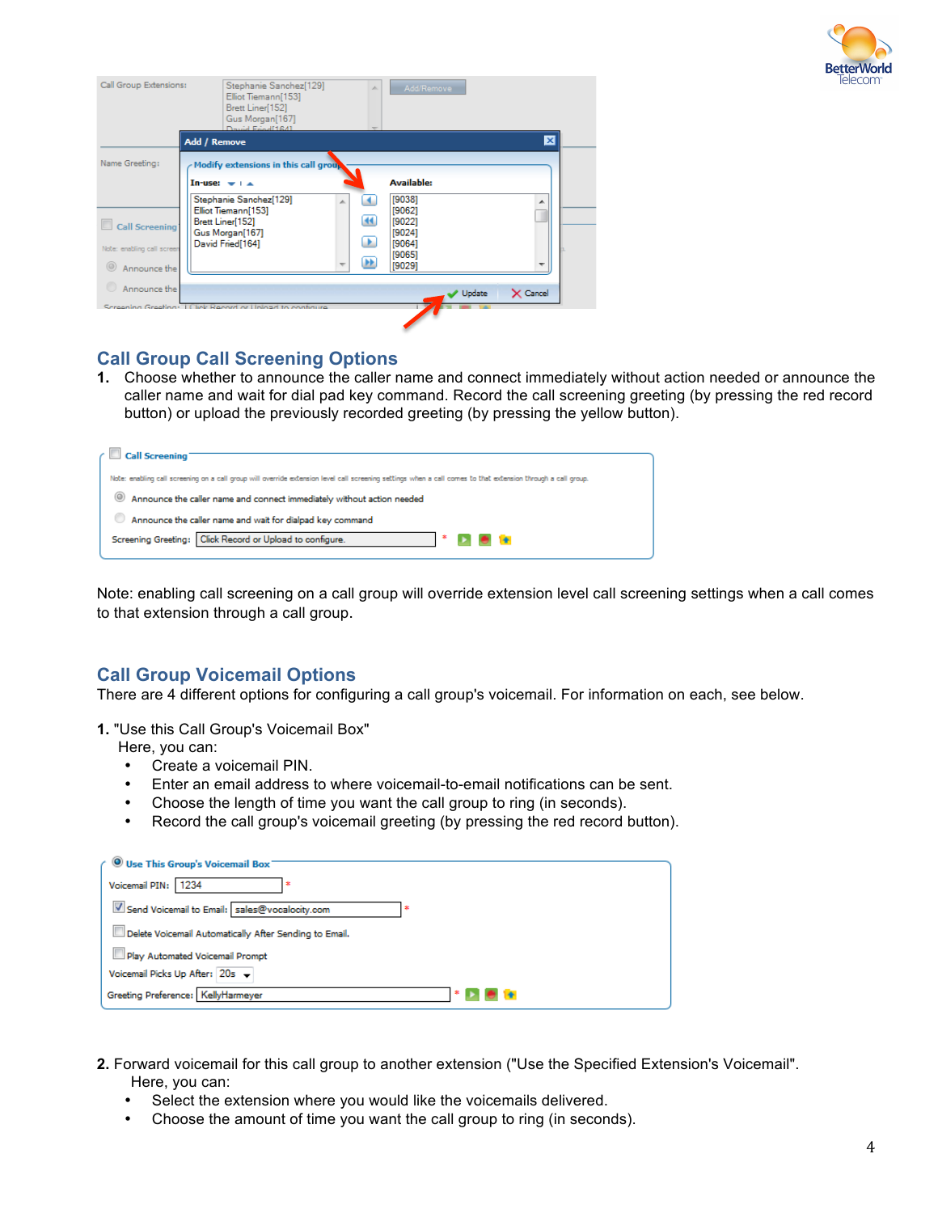## Call Group Call Screening Options

1. Choose whether to announce the caller name and connect immediately without action needed or announce the caller name and wait for dial pad key command. Record the call screening greeting (by pressing the red record button) or upload the previously recorded greeting (by pressing the yellow button).

Note: enabling call screening on a call group will override extension level call screening settings when a call comes to that extension through a call group.

## Call Group Voicemail Options

There are 4 different options for configuring a call group's voicemail. For information on each, see below.

**1.** "Use this Call Group's Voicemail Box"

Here, you can:

- Create a voicemail PIN.
- Enter an email address to where voicemail-to-email notifications can be sent.
- Choose the length of time you want the call group to ring (in seconds).
- Record the call group's voicemail greeting (by pressing the red record button).

**2.** Forward voicemail for this call group to another extension ("Use the Specified Extension's Voicemail".

Here, you can:

- Select the extension where you would like the voicemails delivered.
- Choose the amount of time you want the call group to ring (in seconds).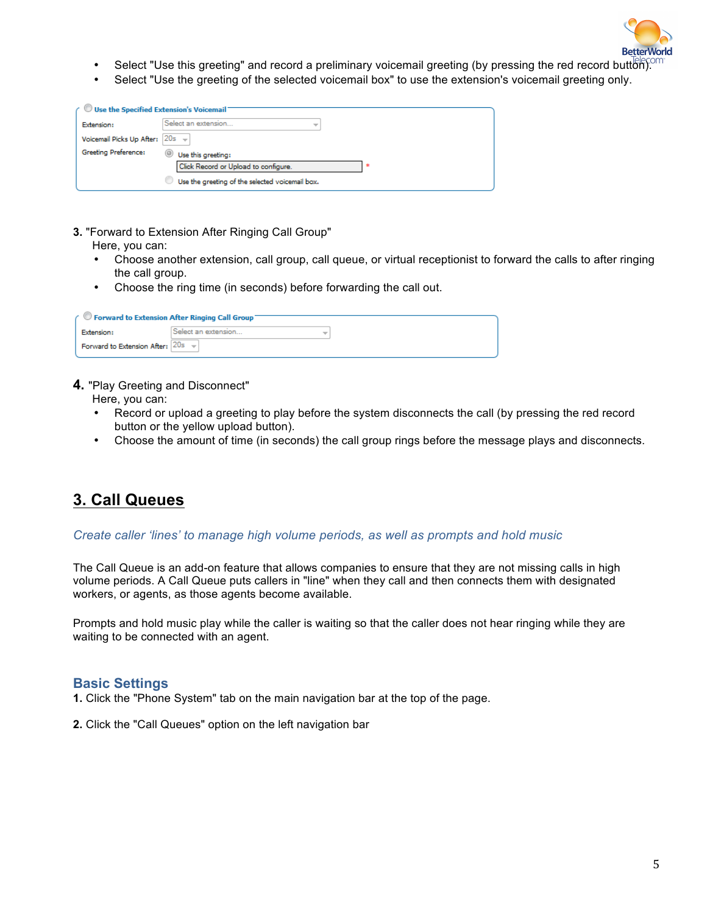- Select "Use this greeting" and record a preliminary voicemail greeting (by pressing the red record button).
- Select "Use the greeting of the selected voicemail box" to use the extension's voicemail greeting only.

**Use the Specified Extension's Voicemail**

Extension: Select an extension...
Voicemail Picks Up After: 20s
Greeting Preference: Use this greeting: Click Record or Upload to configure. *
Use the greeting of the selected voicemail box.

**3.** "Forward to Extension After Ringing Call Group"
Here, you can:

- Choose another extension, call group, call queue, or virtual receptionist to forward the calls to after ringing the call group.
- Choose the ring time (in seconds) before forwarding the call out.

**Forward to Extension After Ringing Call Group**

Extension: Select an extension...
Forward to Extension After: 20s

**4.** "Play Greeting and Disconnect"
Here, you can:

- Record or upload a greeting to play before the system disconnects the call (by pressing the red record button or the yellow upload button).
- Choose the amount of time (in seconds) the call group rings before the message plays and disconnects.

## 3. Call Queues

*Create caller 'lines' to manage high volume periods, as well as prompts and hold music*

The Call Queue is an add-on feature that allows companies to ensure that they are not missing calls in high volume periods. A Call Queue puts callers in "line" when they call and then connects them with designated workers, or agents, as those agents become available.

Prompts and hold music play while the caller is waiting so that the caller does not hear ringing while they are waiting to be connected with an agent.

### Basic Settings

**1.** Click the "Phone System" tab on the main navigation bar at the top of the page.

**2.** Click the "Call Queues" option on the left navigation bar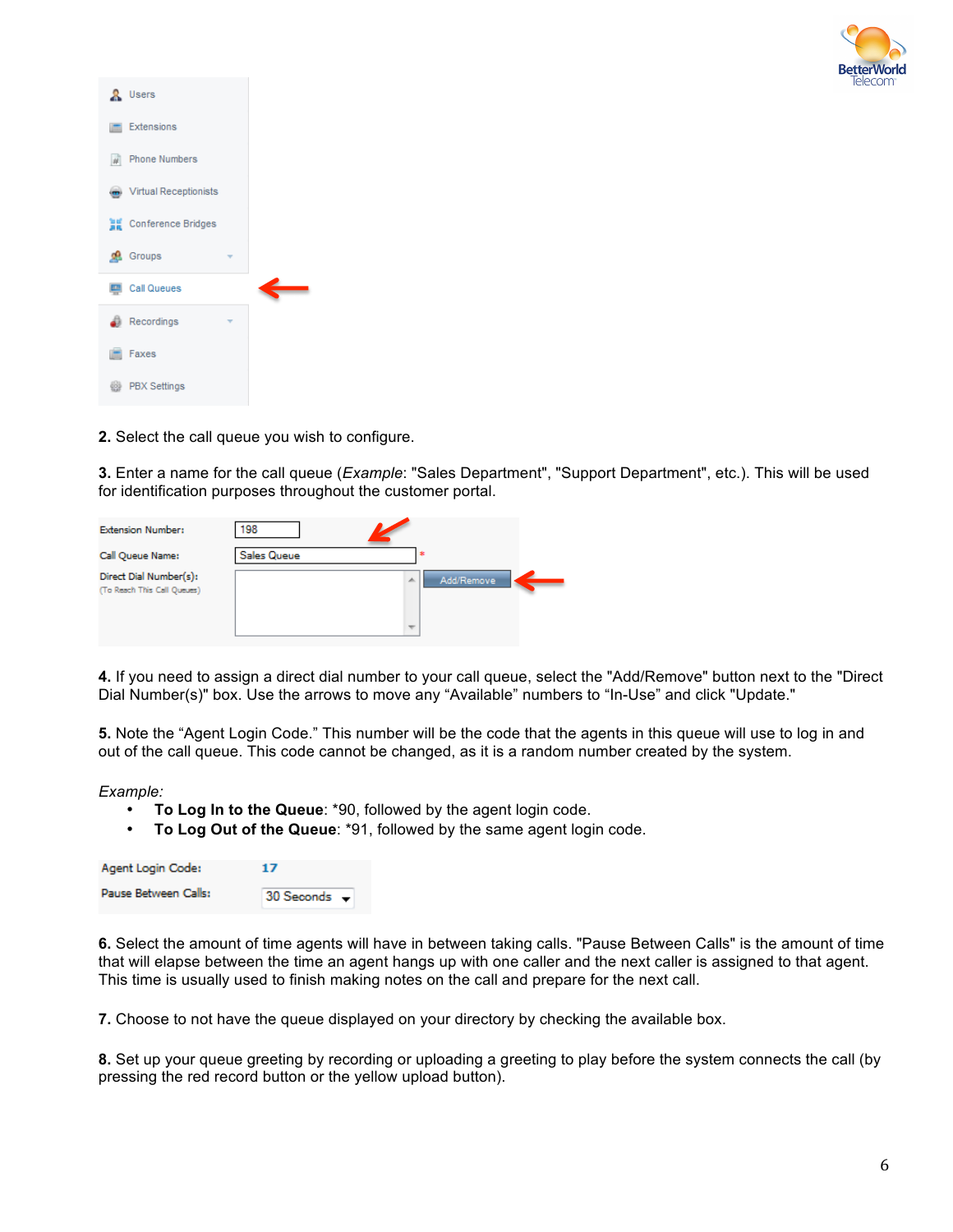2. Select the call queue you wish to configure.

3. Enter a name for the call queue (*Example*: "Sales Department", "Support Department", etc.). This will be used for identification purposes throughout the customer portal.

4. If you need to assign a direct dial number to your call queue, select the "Add/Remove" button next to the "Direct Dial Number(s)" box. Use the arrows to move any “Available” numbers to “In-Use” and click "Update."

5. Note the “Agent Login Code.” This number will be the code that the agents in this queue will use to log in and out of the call queue. This code cannot be changed, as it is a random number created by the system.

*Example:*

- **To Log In to the Queue**: *90, followed by the agent login code.
- **To Log Out of the Queue**: *91, followed by the same agent login code.

6. Select the amount of time agents will have in between taking calls. "Pause Between Calls" is the amount of time that will elapse between the time an agent hangs up with one caller and the next caller is assigned to that agent. This time is usually used to finish making notes on the call and prepare for the next call.

7. Choose to not have the queue displayed on your directory by checking the available box.

8. Set up your queue greeting by recording or uploading a greeting to play before the system connects the call (by pressing the red record button or the yellow upload button).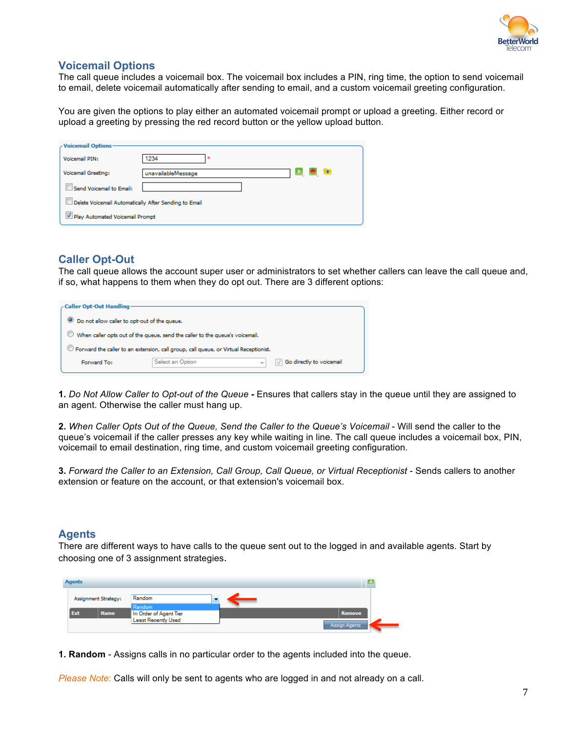## Voicemail Options

The call queue includes a voicemail box. The voicemail box includes a PIN, ring time, the option to send voicemail to email, delete voicemail automatically after sending to email, and a custom voicemail greeting configuration.

You are given the options to play either an automated voicemail prompt or upload a greeting. Either record or upload a greeting by pressing the red record button or the yellow upload button.

## Caller Opt-Out

The call queue allows the account super user or administrators to set whether callers can leave the call queue and, if so, what happens to them when they do opt out. There are 3 different options:

**1.** *Do Not Allow Caller to Opt-out of the Queue* **-** Ensures that callers stay in the queue until they are assigned to an agent. Otherwise the caller must hang up.

**2.** *When Caller Opts Out of the Queue, Send the Caller to the Queue's Voicemail* - Will send the caller to the queue's voicemail if the caller presses any key while waiting in line. The call queue includes a voicemail box, PIN, voicemail to email destination, ring time, and custom voicemail greeting configuration.

**3.** *Forward the Caller to an Extension, Call Group, Call Queue, or Virtual Receptionist* - Sends callers to another extension or feature on the account, or that extension's voicemail box.

## Agents

There are different ways to have calls to the queue sent out to the logged in and available agents. Start by choosing one of 3 assignment strategies.

**1. Random** - Assigns calls in no particular order to the agents included into the queue.

*Please Note:* Calls will only be sent to agents who are logged in and not already on a call.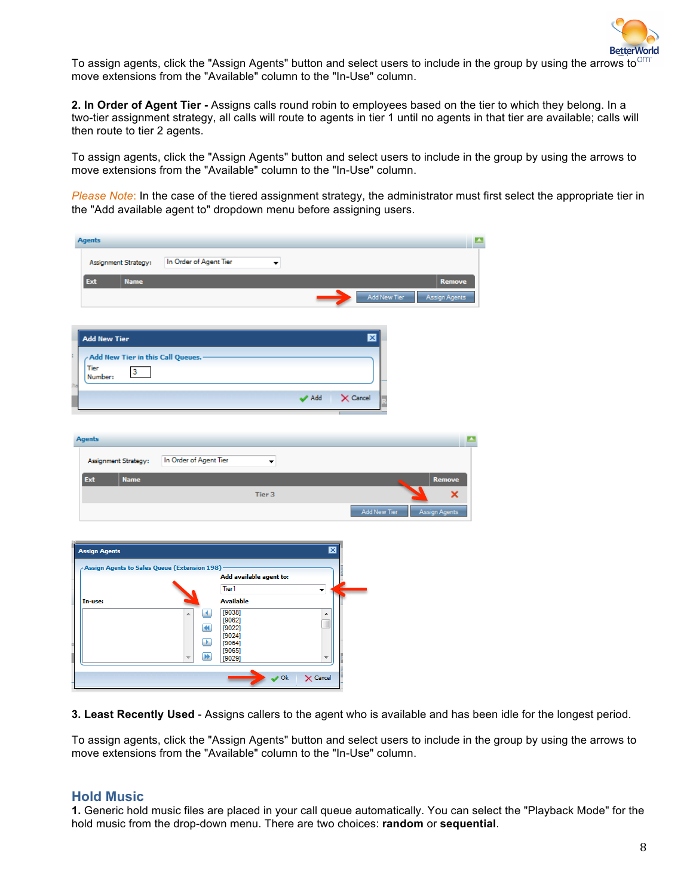To assign agents, click the "Assign Agents" button and select users to include in the group by using the arrows to move extensions from the "Available" column to the "In-Use" column.

**2. In Order of Agent Tier -** Assigns calls round robin to employees based on the tier to which they belong. In a two-tier assignment strategy, all calls will route to agents in tier 1 until no agents in that tier are available; calls will then route to tier 2 agents.

To assign agents, click the "Assign Agents" button and select users to include in the group by using the arrows to move extensions from the "Available" column to the "In-Use" column.

*Please Note:* In the case of the tiered assignment strategy, the administrator must first select the appropriate tier in the "Add available agent to" dropdown menu before assigning users.

**3. Least Recently Used** - Assigns callers to the agent who is available and has been idle for the longest period.

To assign agents, click the "Assign Agents" button and select users to include in the group by using the arrows to move extensions from the "Available" column to the "In-Use" column.

## Hold Music

**1.** Generic hold music files are placed in your call queue automatically. You can select the "Playback Mode" for the hold music from the drop-down menu. There are two choices: **random** or **sequential**.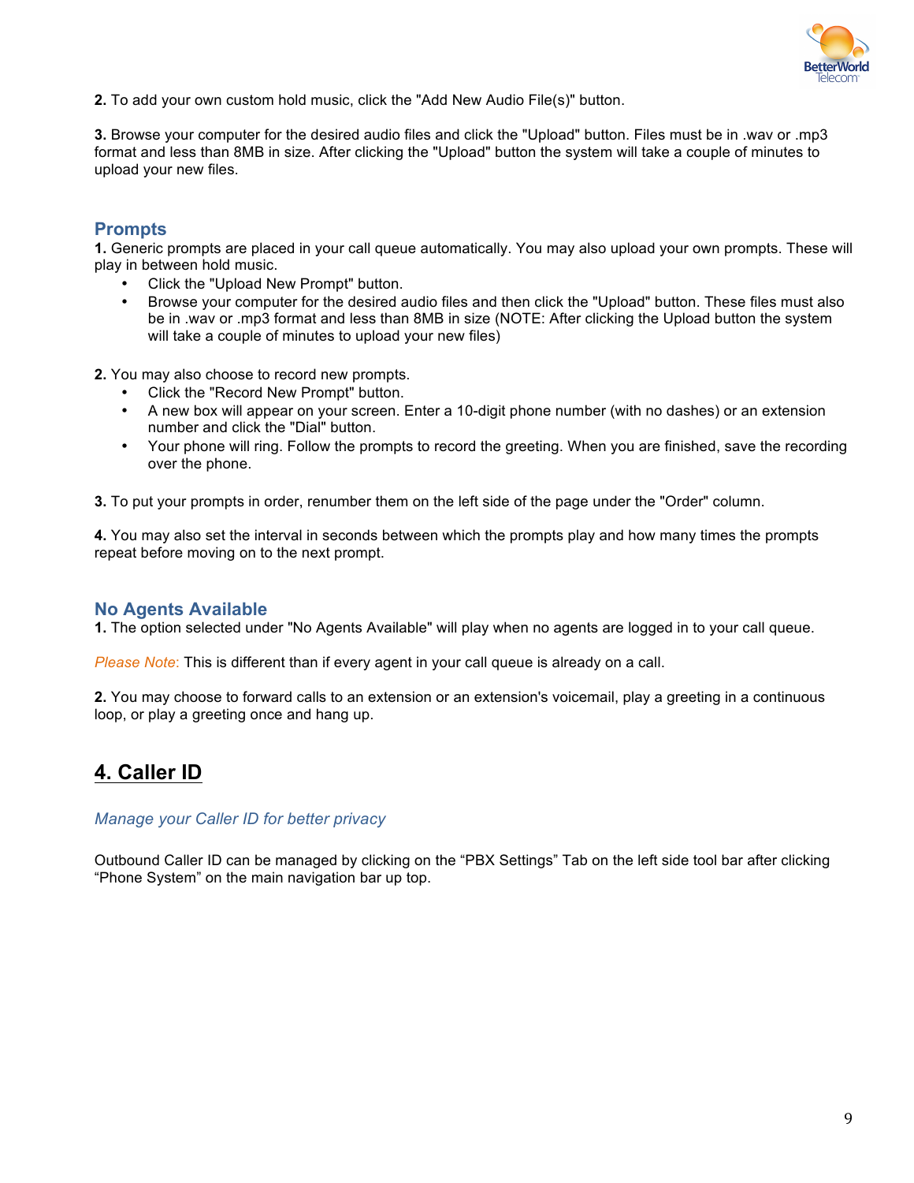**2.** To add your own custom hold music, click the "Add New Audio File(s)" button.

**3.** Browse your computer for the desired audio files and click the "Upload" button. Files must be in .wav or .mp3 format and less than 8MB in size. After clicking the "Upload" button the system will take a couple of minutes to upload your new files.

### Prompts

**1.** Generic prompts are placed in your call queue automatically. You may also upload your own prompts. These will play in between hold music.

- Click the "Upload New Prompt" button.
- Browse your computer for the desired audio files and then click the "Upload" button. These files must also be in .wav or .mp3 format and less than 8MB in size (NOTE: After clicking the Upload button the system will take a couple of minutes to upload your new files)

**2.** You may also choose to record new prompts.

- Click the "Record New Prompt" button.
- A new box will appear on your screen. Enter a 10-digit phone number (with no dashes) or an extension number and click the "Dial" button.
- Your phone will ring. Follow the prompts to record the greeting. When you are finished, save the recording over the phone.

**3.** To put your prompts in order, renumber them on the left side of the page under the "Order" column.

**4.** You may also set the interval in seconds between which the prompts play and how many times the prompts repeat before moving on to the next prompt.

### No Agents Available

**1.** The option selected under "No Agents Available" will play when no agents are logged in to your call queue.

*Please Note:* This is different than if every agent in your call queue is already on a call.

**2.** You may choose to forward calls to an extension or an extension's voicemail, play a greeting in a continuous loop, or play a greeting once and hang up.

## 4. Caller ID

*Manage your Caller ID for better privacy*

Outbound Caller ID can be managed by clicking on the “PBX Settings” Tab on the left side tool bar after clicking “Phone System” on the main navigation bar up top.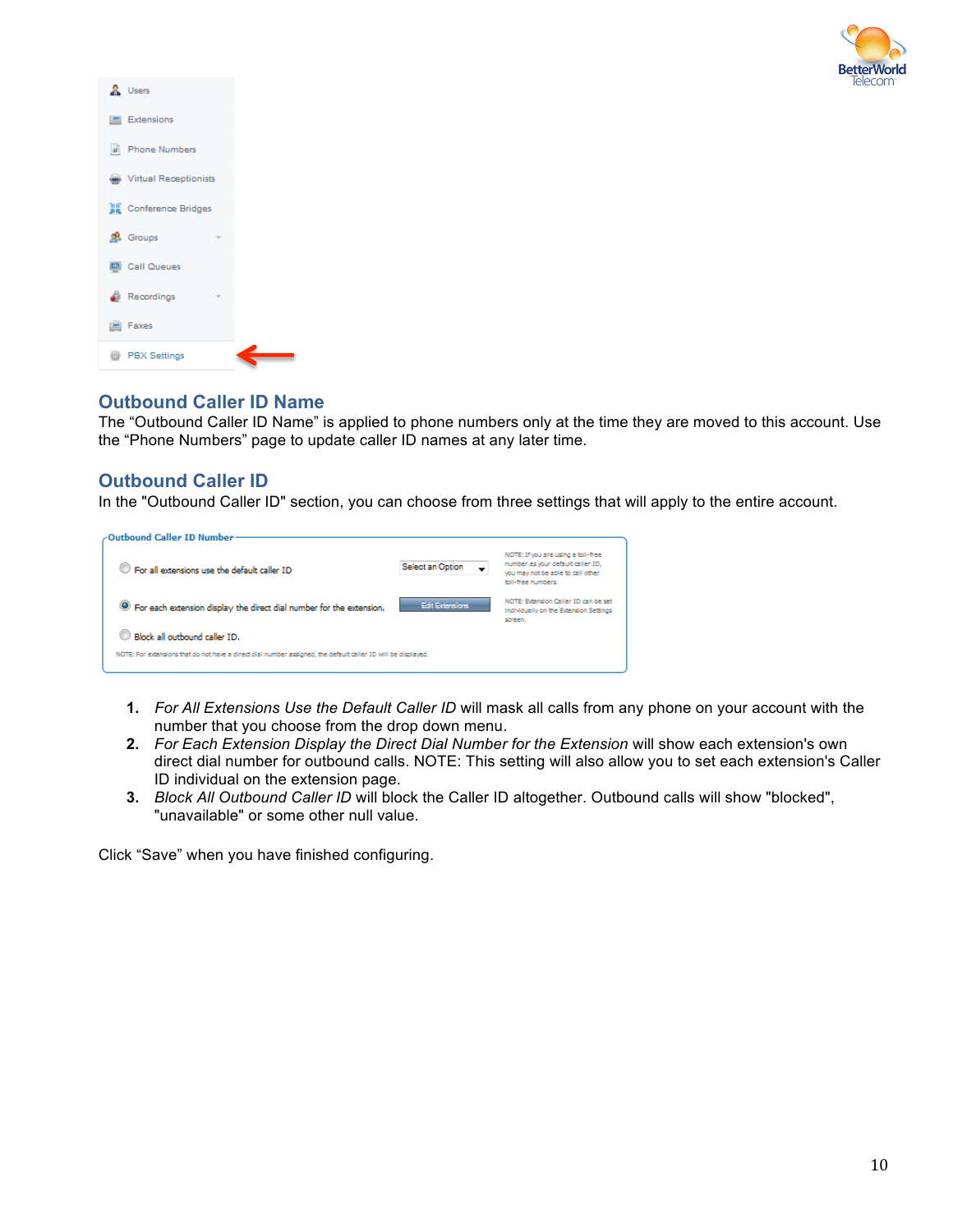## Outbound Caller ID Name

The “Outbound Caller ID Name” is applied to phone numbers only at the time they are moved to this account. Use the “Phone Numbers” page to update caller ID names at any later time.

## Outbound Caller ID

In the "Outbound Caller ID" section, you can choose from three settings that will apply to the entire account.

1. *For All Extensions Use the Default Caller ID* will mask all calls from any phone on your account with the number that you choose from the drop down menu.
2. *For Each Extension Display the Direct Dial Number for the Extension* will show each extension's own direct dial number for outbound calls. NOTE: This setting will also allow you to set each extension's Caller ID individual on the extension page.
3. *Block All Outbound Caller ID* will block the Caller ID altogether. Outbound calls will show "blocked", "unavailable" or some other null value.

Click “Save” when you have finished configuring.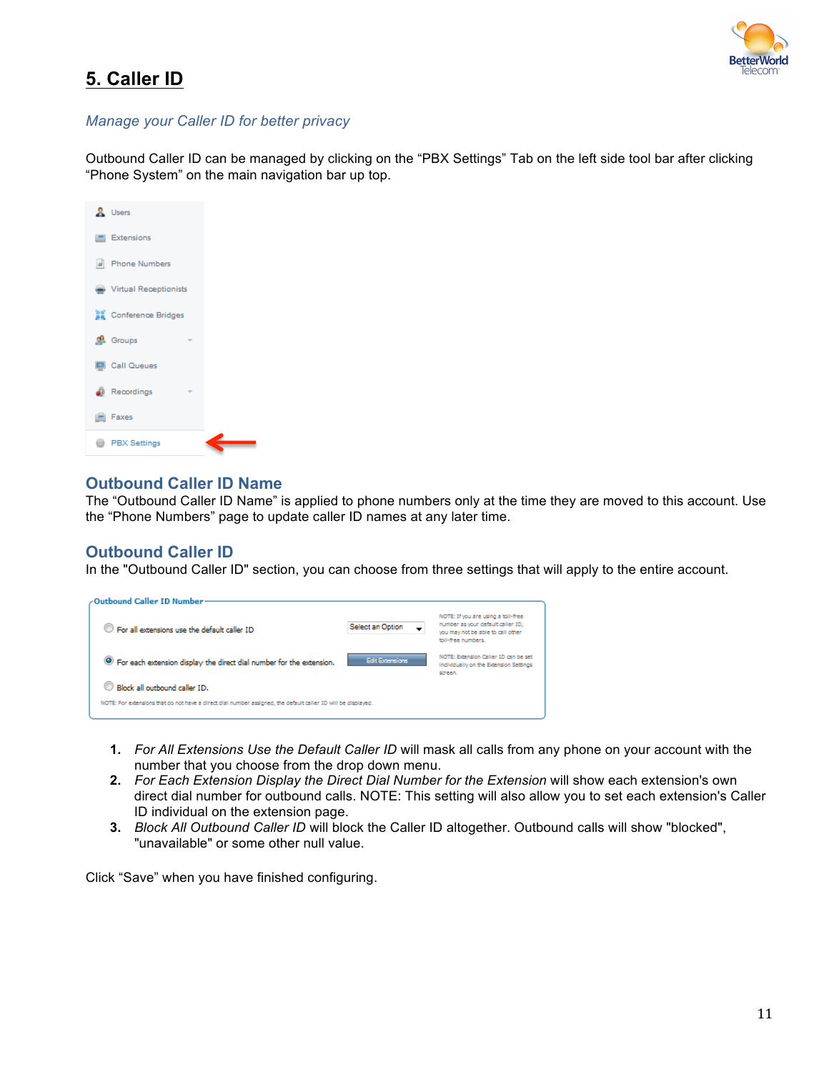## 5. Caller ID

*Manage your Caller ID for better privacy*

Outbound Caller ID can be managed by clicking on the "PBX Settings" Tab on the left side tool bar after clicking "Phone System" on the main navigation bar up top.

### Outbound Caller ID Name

The "Outbound Caller ID Name" is applied to phone numbers only at the time they are moved to this account. Use the "Phone Numbers" page to update caller ID names at any later time.

### Outbound Caller ID

In the "Outbound Caller ID" section, you can choose from three settings that will apply to the entire account.

1. *For All Extensions Use the Default Caller ID* will mask all calls from any phone on your account with the number that you choose from the drop down menu.
2. *For Each Extension Display the Direct Dial Number for the Extension* will show each extension's own direct dial number for outbound calls. NOTE: This setting will also allow you to set each extension's Caller ID individual on the extension page.
3. *Block All Outbound Caller ID* will block the Caller ID altogether. Outbound calls will show "blocked", "unavailable" or some other null value.

Click "Save" when you have finished configuring.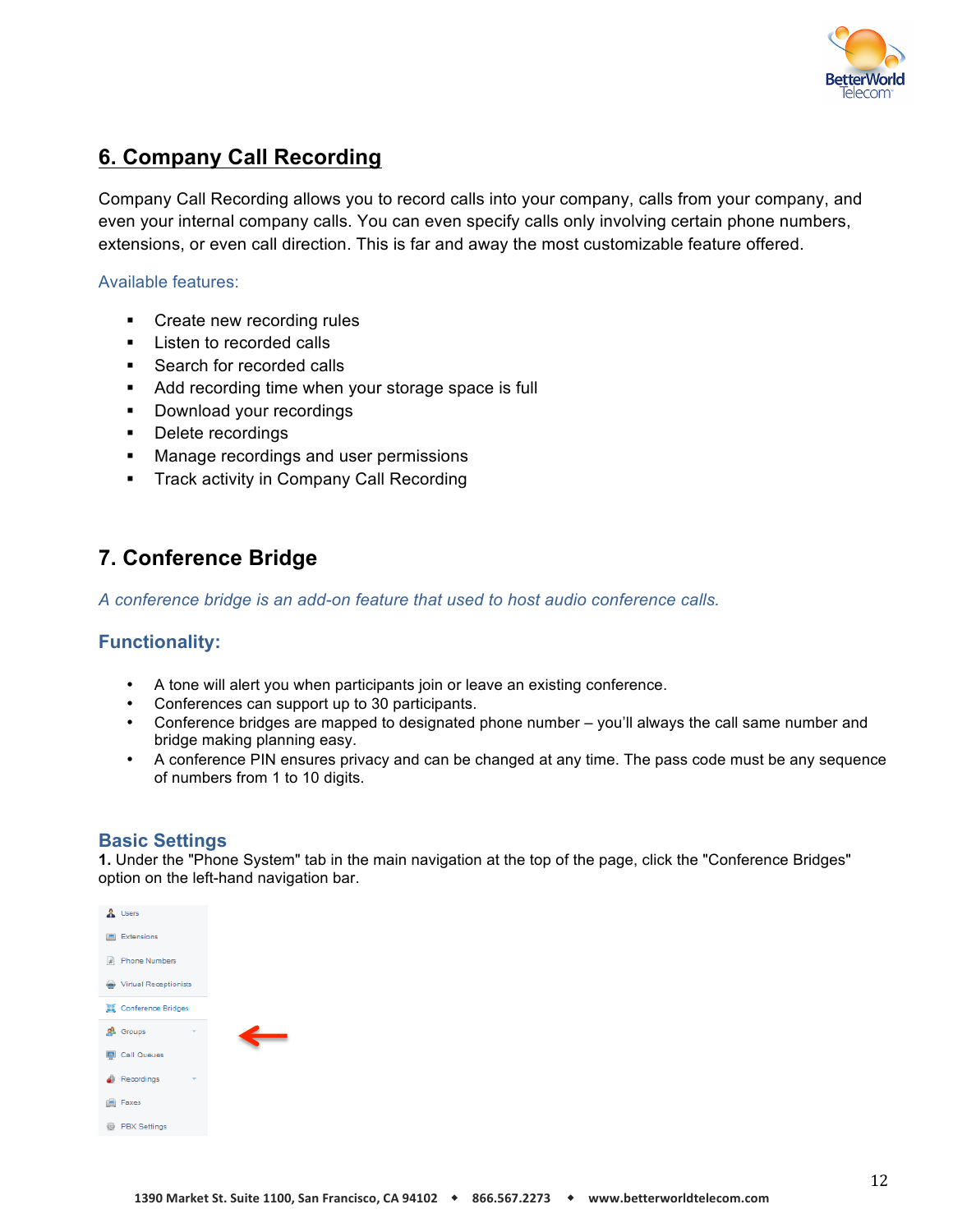## 6. Company Call Recording

Company Call Recording allows you to record calls into your company, calls from your company, and even your internal company calls. You can even specify calls only involving certain phone numbers, extensions, or even call direction. This is far and away the most customizable feature offered.

Available features:

- Create new recording rules
- Listen to recorded calls
- Search for recorded calls
- Add recording time when your storage space is full
- Download your recordings
- Delete recordings
- Manage recordings and user permissions
- Track activity in Company Call Recording

## 7. Conference Bridge

*A conference bridge is an add-on feature that used to host audio conference calls.*

### Functionality:

- A tone will alert you when participants join or leave an existing conference.
- Conferences can support up to 30 participants.
- Conference bridges are mapped to designated phone number – you'll always the call same number and bridge making planning easy.
- A conference PIN ensures privacy and can be changed at any time. The pass code must be any sequence of numbers from 1 to 10 digits.

### Basic Settings

**1.** Under the "Phone System" tab in the main navigation at the top of the page, click the "Conference Bridges" option on the left-hand navigation bar.

Users
Extensions
Phone Numbers
Virtual Receptionists
Conference Bridges
Groups
Call Queues
Recordings
Faxes
PBX Settings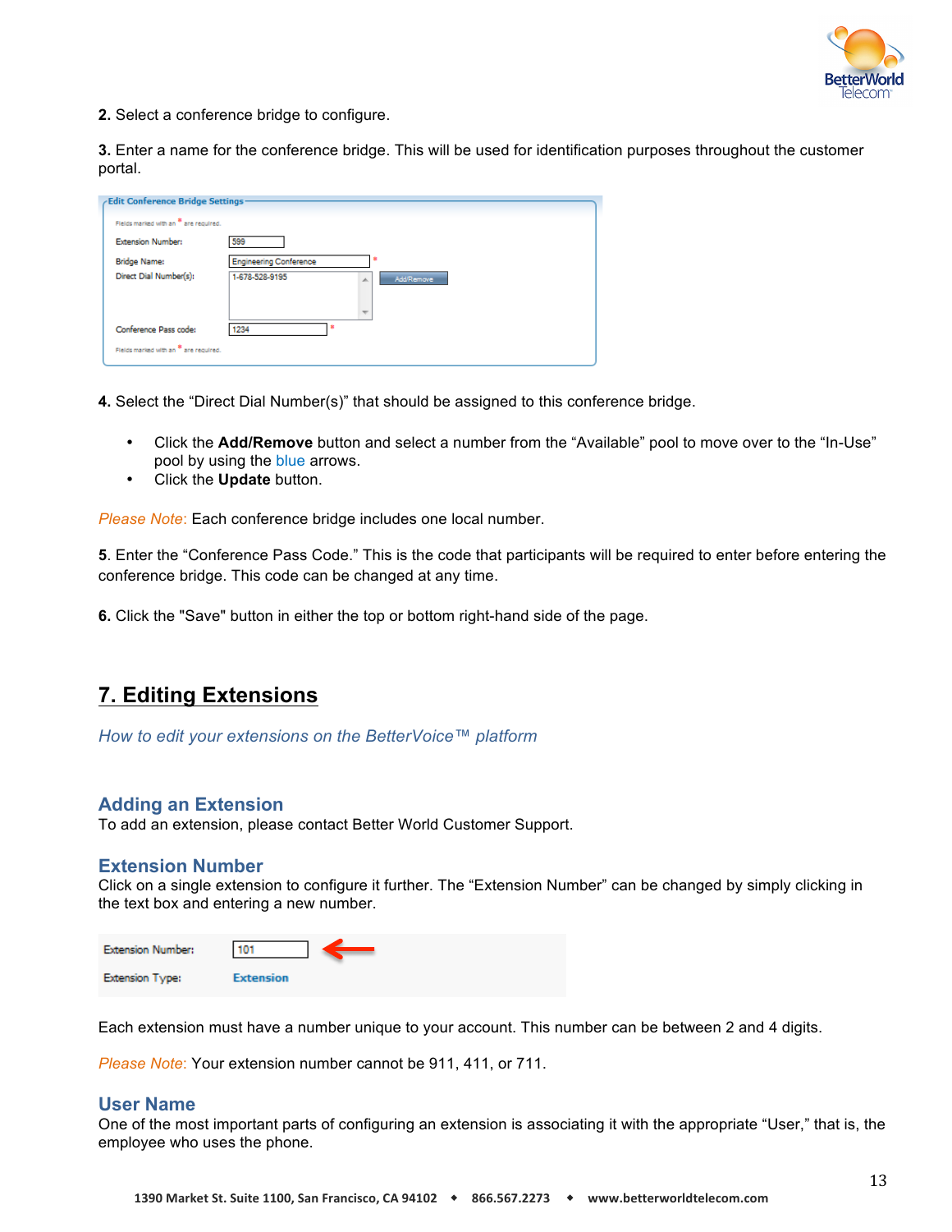**2.** Select a conference bridge to configure.

**3.** Enter a name for the conference bridge. This will be used for identification purposes throughout the customer portal.

**4.** Select the "Direct Dial Number(s)" that should be assigned to this conference bridge.

- Click the **Add/Remove** button and select a number from the "Available" pool to move over to the "In-Use" pool by using the blue arrows.
- Click the **Update** button.

*Please Note:* Each conference bridge includes one local number.

**5**. Enter the "Conference Pass Code." This is the code that participants will be required to enter before entering the conference bridge. This code can be changed at any time.

**6.** Click the "Save" button in either the top or bottom right-hand side of the page.

# 7. Editing Extensions

*How to edit your extensions on the BetterVoice™ platform*

## Adding an Extension

To add an extension, please contact Better World Customer Support.

## Extension Number

Click on a single extension to configure it further. The "Extension Number" can be changed by simply clicking in the text box and entering a new number.

Each extension must have a number unique to your account. This number can be between 2 and 4 digits.

*Please Note:* Your extension number cannot be 911, 411, or 711.

## User Name

One of the most important parts of configuring an extension is associating it with the appropriate "User," that is, the employee who uses the phone.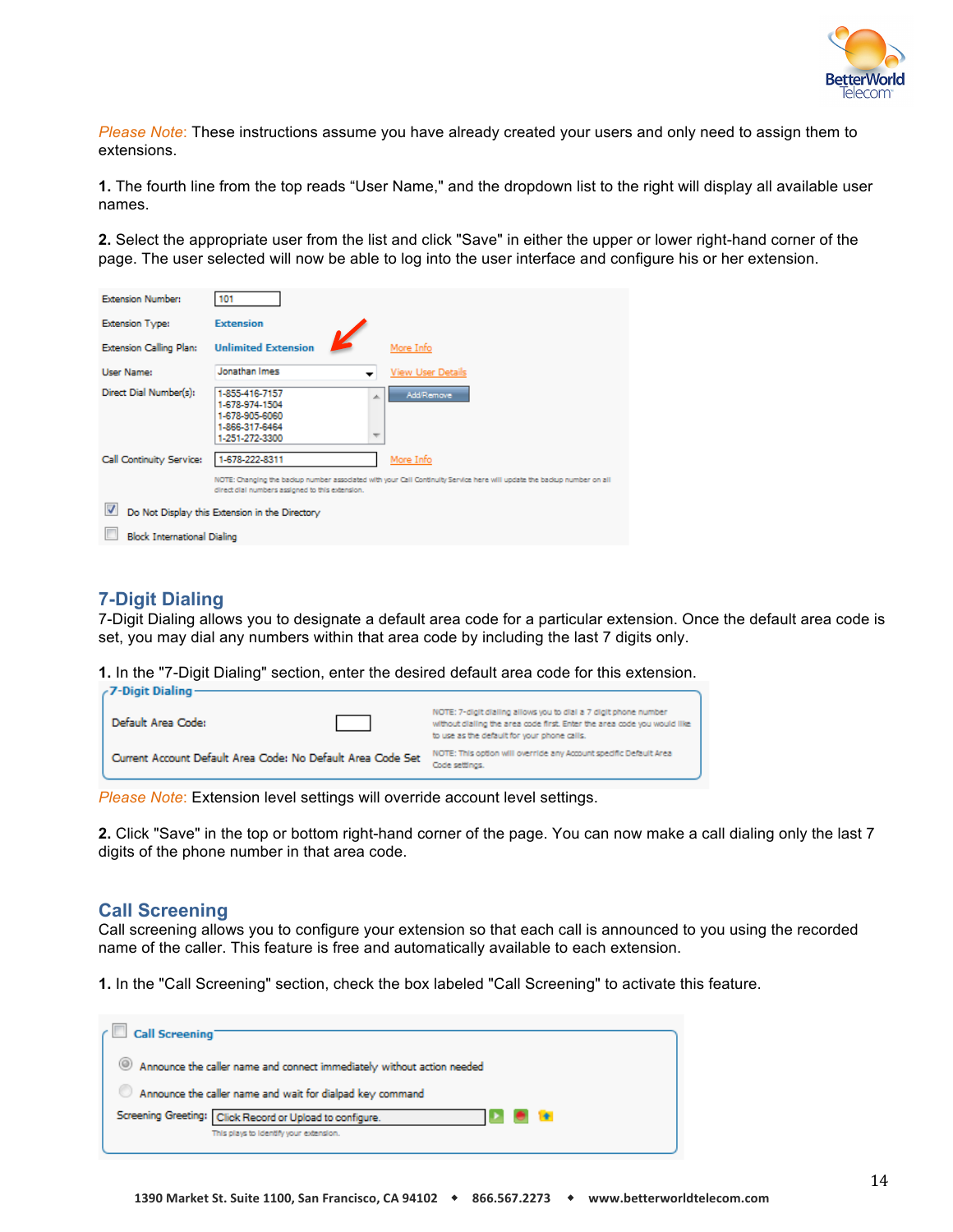*Please Note:* These instructions assume you have already created your users and only need to assign them to extensions.

**1.** The fourth line from the top reads "User Name," and the dropdown list to the right will display all available user names.

**2.** Select the appropriate user from the list and click "Save" in either the upper or lower right-hand corner of the page. The user selected will now be able to log into the user interface and configure his or her extension.

Extension Number: 101
Extension Type: Extension
Extension Calling Plan: Unlimited Extension — More Info
User Name: Jonathan Imes — View User Details
Direct Dial Number(s): 1-855-416-7157, 1-678-974-1504, 1-678-905-6060, 1-866-317-6464, 1-251-272-3300 — Add/Remove
Call Continuity Service: 1-678-222-8311 — More Info
NOTE: Changing the backup number associated with your Call Continuity Service here will update the backup number on all direct dial numbers assigned to this extension.
☑ Do Not Display this Extension in the Directory
☐ Block International Dialing

## 7-Digit Dialing

7-Digit Dialing allows you to designate a default area code for a particular extension. Once the default area code is set, you may dial any numbers within that area code by including the last 7 digits only.

**1.** In the "7-Digit Dialing" section, enter the desired default area code for this extension.

**7-Digit Dialing**
Default Area Code:
Current Account Default Area Code: No Default Area Code Set
NOTE: 7-digit dialing allows you to dial a 7 digit phone number without dialing the area code first. Enter the area code you would like to use as the default for your phone calls.
NOTE: This option will override any Account specific Default Area Code settings.

*Please Note:* Extension level settings will override account level settings.

**2.** Click "Save" in the top or bottom right-hand corner of the page. You can now make a call dialing only the last 7 digits of the phone number in that area code.

## Call Screening

Call screening allows you to configure your extension so that each call is announced to you using the recorded name of the caller. This feature is free and automatically available to each extension.

**1.** In the "Call Screening" section, check the box labeled "Call Screening" to activate this feature.

☐ **Call Screening**
◉ Announce the caller name and connect immediately without action needed
○ Announce the caller name and wait for dialpad key command
Screening Greeting: Click Record or Upload to configure.
This plays to identify your extension.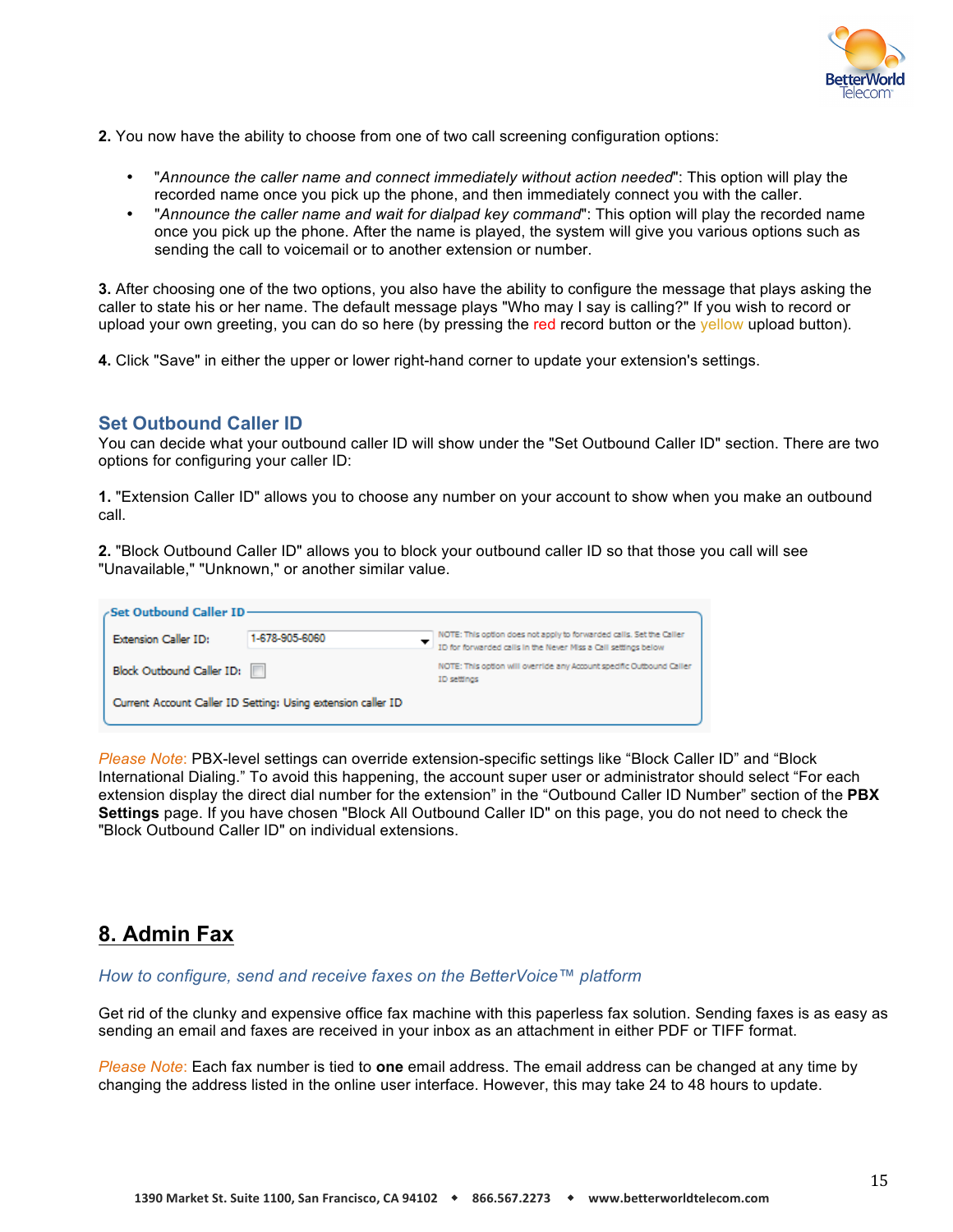**2.** You now have the ability to choose from one of two call screening configuration options:

- "*Announce the caller name and connect immediately without action needed*": This option will play the recorded name once you pick up the phone, and then immediately connect you with the caller.
- "*Announce the caller name and wait for dialpad key command*": This option will play the recorded name once you pick up the phone. After the name is played, the system will give you various options such as sending the call to voicemail or to another extension or number.

**3.** After choosing one of the two options, you also have the ability to configure the message that plays asking the caller to state his or her name. The default message plays "Who may I say is calling?" If you wish to record or upload your own greeting, you can do so here (by pressing the red record button or the yellow upload button).

**4.** Click "Save" in either the upper or lower right-hand corner to update your extension's settings.

### Set Outbound Caller ID

You can decide what your outbound caller ID will show under the "Set Outbound Caller ID" section. There are two options for configuring your caller ID:

**1.** "Extension Caller ID" allows you to choose any number on your account to show when you make an outbound call.

**2.** "Block Outbound Caller ID" allows you to block your outbound caller ID so that those you call will see "Unavailable," "Unknown," or another similar value.

**Set Outbound Caller ID**

| | | |
|---|---|---|
| Extension Caller ID: | 1-678-905-6060 | NOTE: This option does not apply to forwarded calls. Set the Caller ID for forwarded calls in the Never Miss a Call settings below |
| Block Outbound Caller ID: | ☐ | NOTE: This option will override any Account specific Outbound Caller ID settings |

Current Account Caller ID Setting: Using extension caller ID

*Please Note:* PBX-level settings can override extension-specific settings like "Block Caller ID" and "Block International Dialing." To avoid this happening, the account super user or administrator should select "For each extension display the direct dial number for the extension" in the "Outbound Caller ID Number" section of the **PBX Settings** page. If you have chosen "Block All Outbound Caller ID" on this page, you do not need to check the "Block Outbound Caller ID" on individual extensions.

## 8. Admin Fax

*How to configure, send and receive faxes on the BetterVoice™ platform*

Get rid of the clunky and expensive office fax machine with this paperless fax solution. Sending faxes is as easy as sending an email and faxes are received in your inbox as an attachment in either PDF or TIFF format.

*Please Note:* Each fax number is tied to **one** email address. The email address can be changed at any time by changing the address listed in the online user interface. However, this may take 24 to 48 hours to update.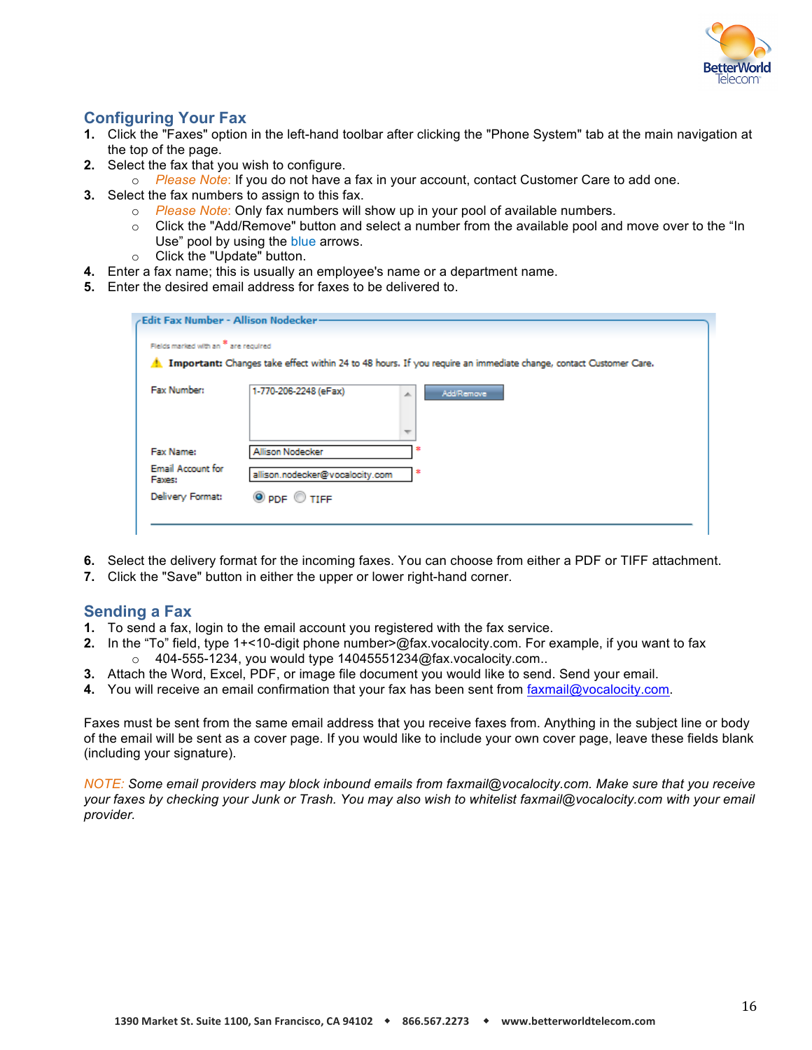## Configuring Your Fax

1. Click the "Faxes" option in the left-hand toolbar after clicking the "Phone System" tab at the main navigation at the top of the page.
2. Select the fax that you wish to configure.
   - *Please Note*: If you do not have a fax in your account, contact Customer Care to add one.
3. Select the fax numbers to assign to this fax.
   - *Please Note*: Only fax numbers will show up in your pool of available numbers.
   - Click the "Add/Remove" button and select a number from the available pool and move over to the "In Use" pool by using the blue arrows.
   - Click the "Update" button.
4. Enter a fax name; this is usually an employee's name or a department name.
5. Enter the desired email address for faxes to be delivered to.

Edit Fax Number - Allison Nodecker

Fields marked with an * are required

Important: Changes take effect within 24 to 48 hours. If you require an immediate change, contact Customer Care.

Fax Number: 1-770-206-2248 (eFax) [Add/Remove]

Fax Name: Allison Nodecker *

Email Account for Faxes: allison.nodecker@vocalocity.com *

Delivery Format: PDF TIFF

6. Select the delivery format for the incoming faxes. You can choose from either a PDF or TIFF attachment.
7. Click the "Save" button in either the upper or lower right-hand corner.

## Sending a Fax

1. To send a fax, login to the email account you registered with the fax service.
2. In the "To" field, type 1+<10-digit phone number>@fax.vocalocity.com. For example, if you want to fax
   - 404-555-1234, you would type 14045551234@fax.vocalocity.com..
3. Attach the Word, Excel, PDF, or image file document you would like to send. Send your email.
4. You will receive an email confirmation that your fax has been sent from faxmail@vocalocity.com.

Faxes must be sent from the same email address that you receive faxes from. Anything in the subject line or body of the email will be sent as a cover page. If you would like to include your own cover page, leave these fields blank (including your signature).

*NOTE: Some email providers may block inbound emails from faxmail@vocalocity.com. Make sure that you receive your faxes by checking your Junk or Trash. You may also wish to whitelist faxmail@vocalocity.com with your email provider.*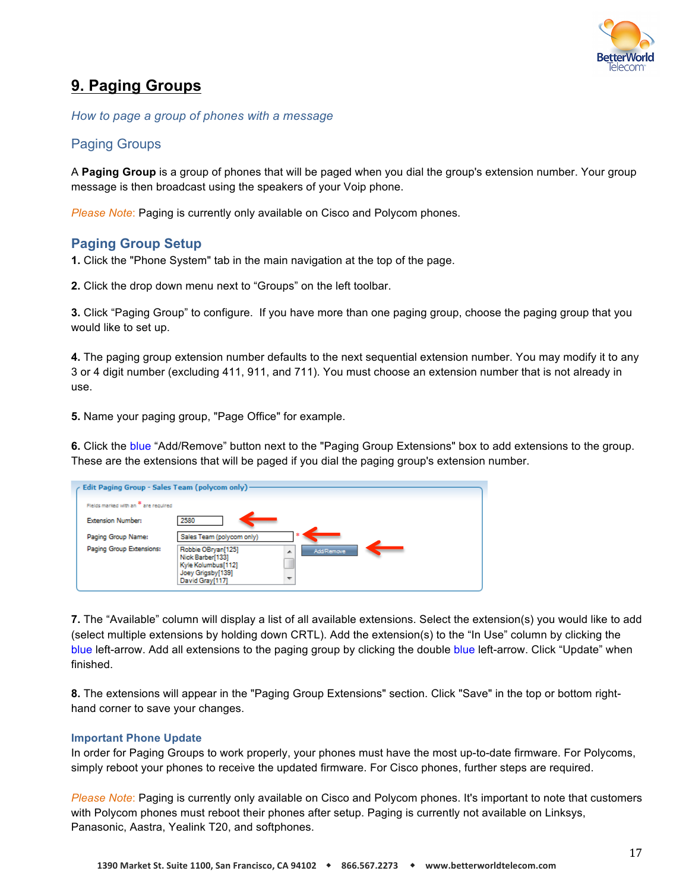## 9. Paging Groups

*How to page a group of phones with a message*

### Paging Groups

A **Paging Group** is a group of phones that will be paged when you dial the group's extension number. Your group message is then broadcast using the speakers of your Voip phone.

*Please Note:* Paging is currently only available on Cisco and Polycom phones.

### Paging Group Setup

**1.** Click the "Phone System" tab in the main navigation at the top of the page.

**2.** Click the drop down menu next to "Groups" on the left toolbar.

**3.** Click "Paging Group" to configure. If you have more than one paging group, choose the paging group that you would like to set up.

**4.** The paging group extension number defaults to the next sequential extension number. You may modify it to any 3 or 4 digit number (excluding 411, 911, and 711). You must choose an extension number that is not already in use.

**5.** Name your paging group, "Page Office" for example.

**6.** Click the blue "Add/Remove" button next to the "Paging Group Extensions" box to add extensions to the group. These are the extensions that will be paged if you dial the paging group's extension number.

**7.** The "Available" column will display a list of all available extensions. Select the extension(s) you would like to add (select multiple extensions by holding down CRTL). Add the extension(s) to the "In Use" column by clicking the blue left-arrow. Add all extensions to the paging group by clicking the double blue left-arrow. Click "Update" when finished.

**8.** The extensions will appear in the "Paging Group Extensions" section. Click "Save" in the top or bottom right-hand corner to save your changes.

#### Important Phone Update

In order for Paging Groups to work properly, your phones must have the most up-to-date firmware. For Polycoms, simply reboot your phones to receive the updated firmware. For Cisco phones, further steps are required.

*Please Note:* Paging is currently only available on Cisco and Polycom phones. It's important to note that customers with Polycom phones must reboot their phones after setup. Paging is currently not available on Linksys, Panasonic, Aastra, Yealink T20, and softphones.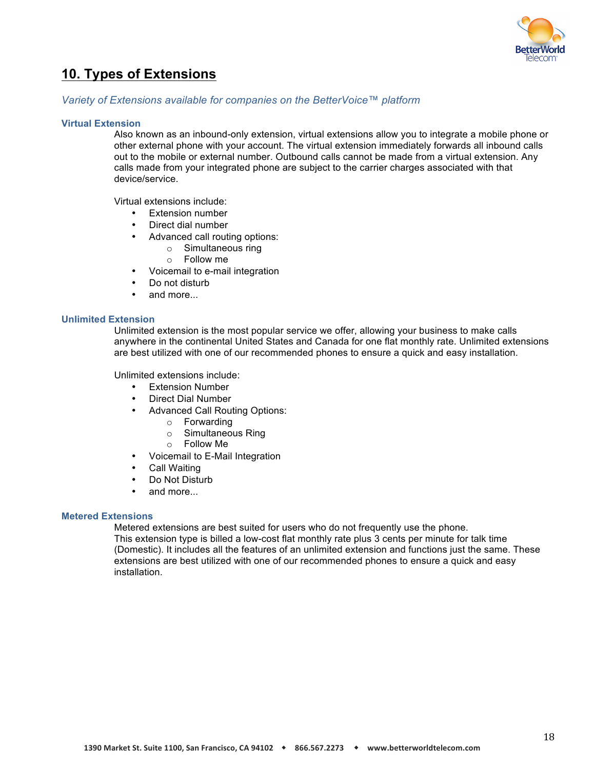## 10. Types of Extensions

*Variety of Extensions available for companies on the BetterVoice™ platform*

### Virtual Extension

Also known as an inbound-only extension, virtual extensions allow you to integrate a mobile phone or other external phone with your account. The virtual extension immediately forwards all inbound calls out to the mobile or external number. Outbound calls cannot be made from a virtual extension. Any calls made from your integrated phone are subject to the carrier charges associated with that device/service.

Virtual extensions include:

- Extension number
- Direct dial number
- Advanced call routing options:
  - Simultaneous ring
  - Follow me
- Voicemail to e-mail integration
- Do not disturb
- and more...

### Unlimited Extension

Unlimited extension is the most popular service we offer, allowing your business to make calls anywhere in the continental United States and Canada for one flat monthly rate. Unlimited extensions are best utilized with one of our recommended phones to ensure a quick and easy installation.

Unlimited extensions include:

- Extension Number
- Direct Dial Number
- Advanced Call Routing Options:
  - Forwarding
  - Simultaneous Ring
  - Follow Me
- Voicemail to E-Mail Integration
- Call Waiting
- Do Not Disturb
- and more...

### Metered Extensions

Metered extensions are best suited for users who do not frequently use the phone. This extension type is billed a low-cost flat monthly rate plus 3 cents per minute for talk time (Domestic). It includes all the features of an unlimited extension and functions just the same. These extensions are best utilized with one of our recommended phones to ensure a quick and easy installation.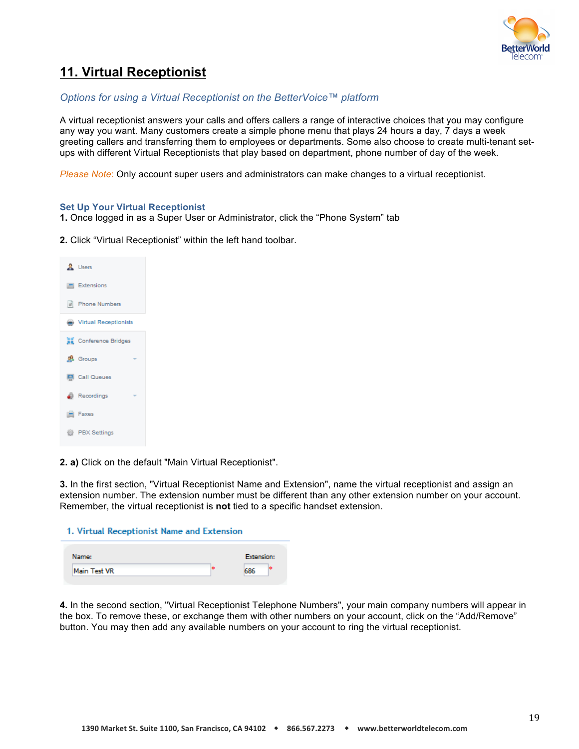# 11. Virtual Receptionist

*Options for using a Virtual Receptionist on the BetterVoice™ platform*

A virtual receptionist answers your calls and offers callers a range of interactive choices that you may configure any way you want. Many customers create a simple phone menu that plays 24 hours a day, 7 days a week greeting callers and transferring them to employees or departments. Some also choose to create multi-tenant set-ups with different Virtual Receptionists that play based on department, phone number of day of the week.

*Please Note:* Only account super users and administrators can make changes to a virtual receptionist.

### Set Up Your Virtual Receptionist

**1.** Once logged in as a Super User or Administrator, click the "Phone System" tab

**2.** Click "Virtual Receptionist" within the left hand toolbar.

**2. a)** Click on the default "Main Virtual Receptionist".

**3.** In the first section, "Virtual Receptionist Name and Extension", name the virtual receptionist and assign an extension number. The extension number must be different than any other extension number on your account. Remember, the virtual receptionist is **not** tied to a specific handset extension.

**4.** In the second section, "Virtual Receptionist Telephone Numbers", your main company numbers will appear in the box. To remove these, or exchange them with other numbers on your account, click on the "Add/Remove" button. You may then add any available numbers on your account to ring the virtual receptionist.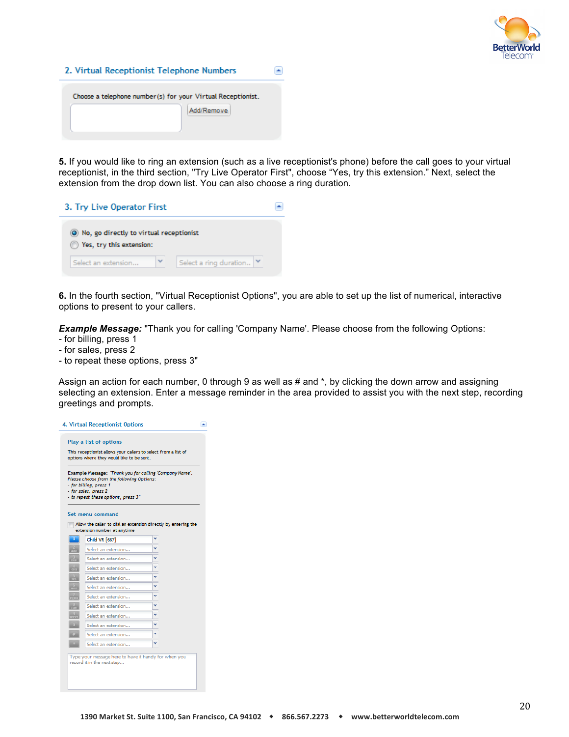## 2. Virtual Receptionist Telephone Numbers

Choose a telephone number(s) for your Virtual Receptionist. Add/Remove

**5.** If you would like to ring an extension (such as a live receptionist's phone) before the call goes to your virtual receptionist, in the third section, "Try Live Operator First", choose "Yes, try this extension." Next, select the extension from the drop down list. You can also choose a ring duration.

## 3. Try Live Operator First

- No, go directly to virtual receptionist
- Yes, try this extension:

Select an extension... | Select a ring duration...

**6.** In the fourth section, "Virtual Receptionist Options", you are able to set up the list of numerical, interactive options to present to your callers.

***Example Message:*** "Thank you for calling 'Company Name'. Please choose from the following Options:
- for billing, press 1
- for sales, press 2
- to repeat these options, press 3"

Assign an action for each number, 0 through 9 as well as # and *, by clicking the down arrow and assigning selecting an extension. Enter a message reminder in the area provided to assist you with the next step, recording greetings and prompts.

## 4. Virtual Receptionist Options

**Play a list of options**

This receptionist allows your callers to select from a list of options where they would like to be sent.

**Example Message:** *'Thank you for calling 'Company Name'. Please choose from the following Options:*
*- for billing, press 1*
*- for sales, press 2*
*- to repeat these options, press 3"*

**Set menu command**

Allow the caller to dial an extension directly by entering the extension number at anytime

| Key | Action |
|---|---|
| 1 | Child VR [687] |
| 2 | Select an extension... |
| 3 | Select an extension... |
| 4 | Select an extension... |
| 5 | Select an extension... |
| 6 | Select an extension... |
| 7 | Select an extension... |
| 8 | Select an extension... |
| 9 | Select an extension... |
| 0 | Select an extension... |
| # | Select an extension... |
| * | Select an extension... |

Type your message here to have it handy for when you record it in the next step...

1390 Market St. Suite 1100, San Francisco, CA 94102 • 866.567.2273 • www.betterworldtelecom.com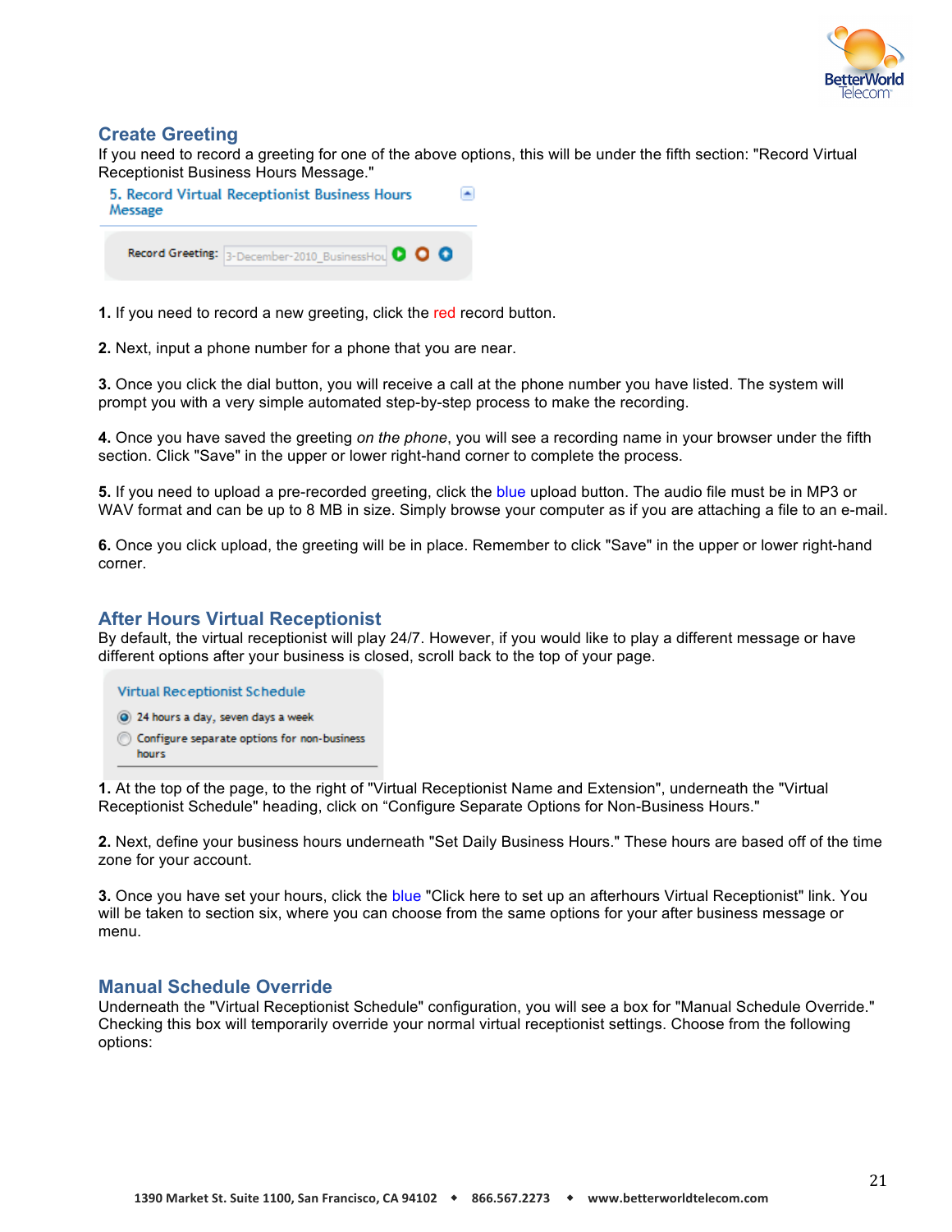## Create Greeting

If you need to record a greeting for one of the above options, this will be under the fifth section: "Record Virtual Receptionist Business Hours Message."

**1.** If you need to record a new greeting, click the red record button.

**2.** Next, input a phone number for a phone that you are near.

**3.** Once you click the dial button, you will receive a call at the phone number you have listed. The system will prompt you with a very simple automated step-by-step process to make the recording.

**4.** Once you have saved the greeting *on the phone*, you will see a recording name in your browser under the fifth section. Click "Save" in the upper or lower right-hand corner to complete the process.

**5.** If you need to upload a pre-recorded greeting, click the blue upload button. The audio file must be in MP3 or WAV format and can be up to 8 MB in size. Simply browse your computer as if you are attaching a file to an e-mail.

**6.** Once you click upload, the greeting will be in place. Remember to click "Save" in the upper or lower right-hand corner.

## After Hours Virtual Receptionist

By default, the virtual receptionist will play 24/7. However, if you would like to play a different message or have different options after your business is closed, scroll back to the top of your page.

**1.** At the top of the page, to the right of "Virtual Receptionist Name and Extension", underneath the "Virtual Receptionist Schedule" heading, click on "Configure Separate Options for Non-Business Hours."

**2.** Next, define your business hours underneath "Set Daily Business Hours." These hours are based off of the time zone for your account.

**3.** Once you have set your hours, click the blue "Click here to set up an afterhours Virtual Receptionist" link. You will be taken to section six, where you can choose from the same options for your after business message or menu.

## Manual Schedule Override

Underneath the "Virtual Receptionist Schedule" configuration, you will see a box for "Manual Schedule Override." Checking this box will temporarily override your normal virtual receptionist settings. Choose from the following options: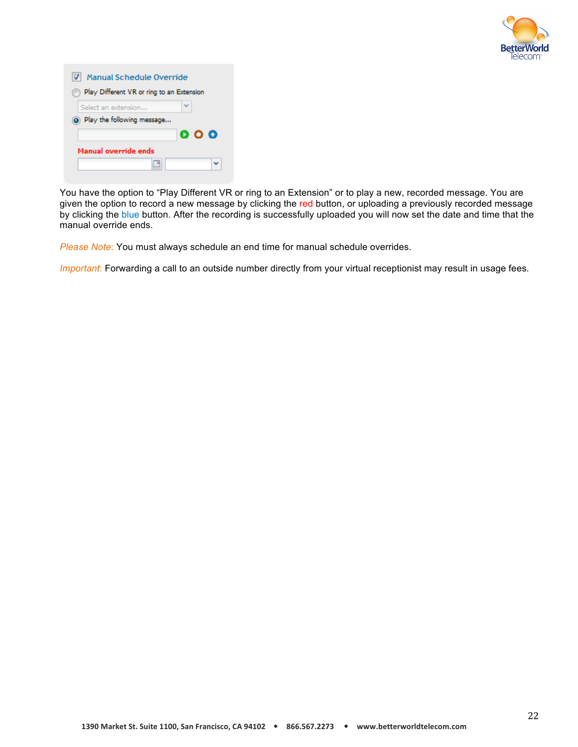You have the option to "Play Different VR or ring to an Extension" or to play a new, recorded message. You are given the option to record a new message by clicking the red button, or uploading a previously recorded message by clicking the blue button. After the recording is successfully uploaded you will now set the date and time that the manual override ends.

*Please Note*: You must always schedule an end time for manual schedule overrides.

*Important*: Forwarding a call to an outside number directly from your virtual receptionist may result in usage fees.